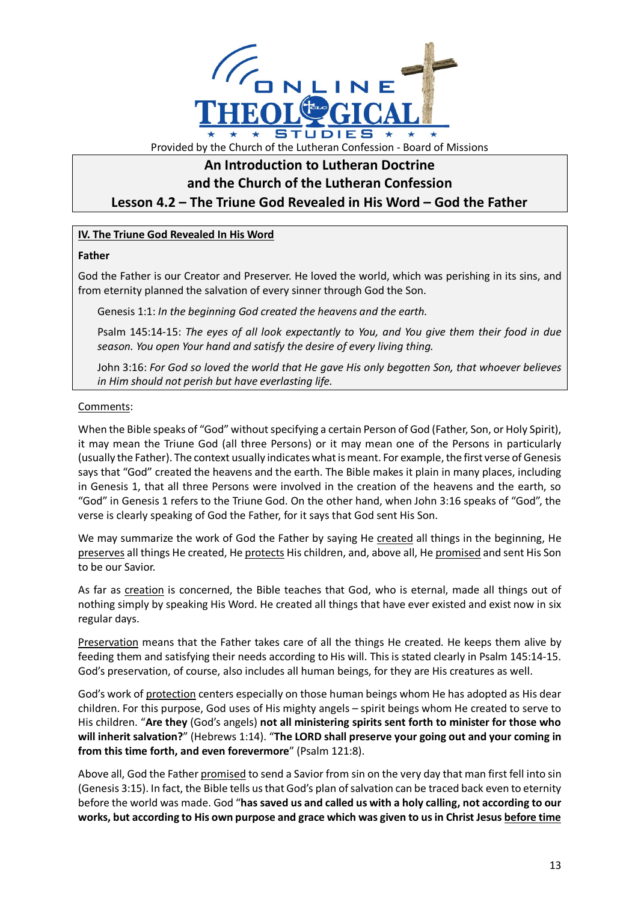ONLINE THEOLOGICAL STUDIES

Provided by the Church of the Lutheran Confession - Board of Missions

# An Introduction to Lutheran Doctrine and the Church of the Lutheran Confession

## Lesson 4.2 – The Triune God Revealed in His Word – God the Father

**IV. The Triune God Revealed In His Word**

**Father**

God the Father is our Creator and Preserver. He loved the world, which was perishing in its sins, and from eternity planned the salvation of every sinner through God the Son.

> Genesis 1:1: *In the beginning God created the heavens and the earth.*
>
> Psalm 145:14-15: *The eyes of all look expectantly to You, and You give them their food in due season. You open Your hand and satisfy the desire of every living thing.*
>
> John 3:16: *For God so loved the world that He gave His only begotten Son, that whoever believes in Him should not perish but have everlasting life.*

Comments:

When the Bible speaks of "God" without specifying a certain Person of God (Father, Son, or Holy Spirit), it may mean the Triune God (all three Persons) or it may mean one of the Persons in particular (usually the Father). The context usually indicates what is meant. For example, the first verse of Genesis says that "God" created the heavens and the earth. The Bible makes it plain in many places, including in Genesis 1, that all three Persons were involved in the creation of the heavens and the earth, so "God" in Genesis 1 refers to the Triune God. On the other hand, when John 3:16 speaks of "God", the verse is clearly speaking of God the Father, for it says that God sent His Son.

We may summarize the work of God the Father by saying He created all things in the beginning, He preserves all things He created, He protects His children, and, above all, He promised and sent His Son to be our Savior.

As far as creation is concerned, the Bible teaches that God, who is eternal, made all things out of nothing simply by speaking His Word. He created all things that have ever existed and exist now in six regular days.

Preservation means that the Father takes care of all the things He created. He keeps them alive by feeding them and satisfying their needs according to His will. This is stated clearly in Psalm 145:14-15. God's preservation, of course, also includes all human beings, for they are His creatures as well.

God's work of protection centers especially on those human beings whom He has adopted as His dear children. For this purpose, God uses of His mighty angels – spirit beings whom He created to serve to His children. "**Are they** (God's angels) **not all ministering spirits sent forth to minister for those who will inherit salvation?**" (Hebrews 1:14). "**The LORD shall preserve your going out and your coming in from this time forth, and even forevermore**" (Psalm 121:8).

Above all, God the Father promised to send a Savior from sin on the very day that man first fell into sin (Genesis 3:15). In fact, the Bible tells us that God's plan of salvation can be traced back even to eternity before the world was made. God "**has saved us and called us with a holy calling, not according to our works, but according to His own purpose and grace which was given to us in Christ Jesus before time**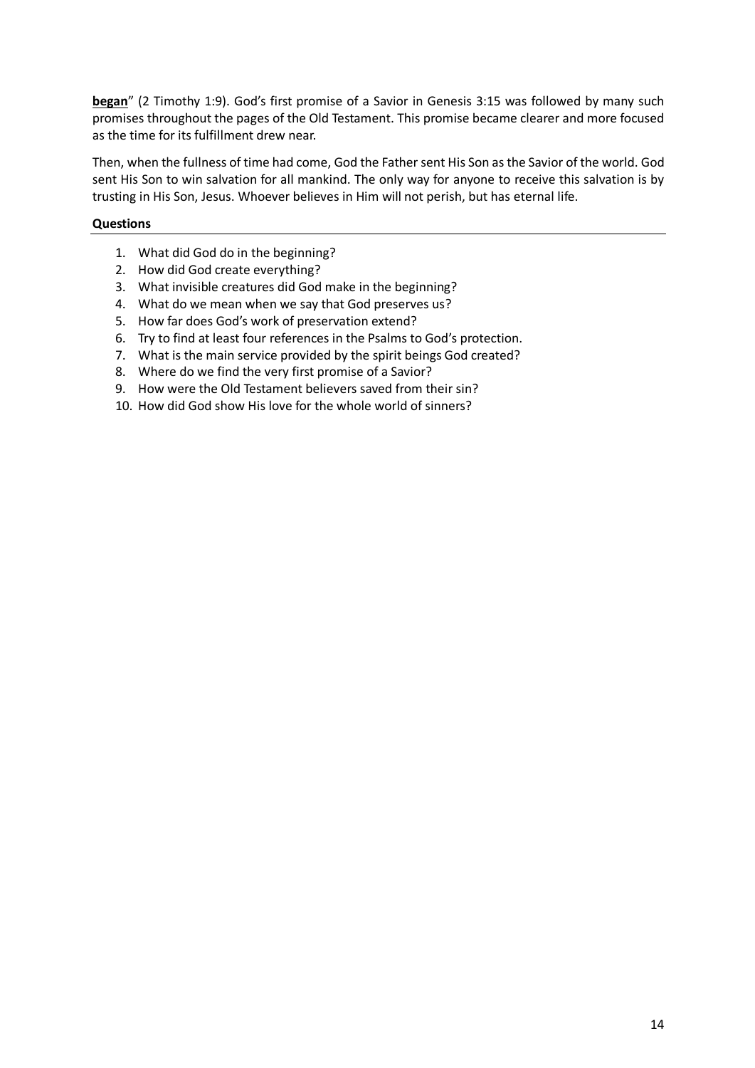**<u>began</u>**" (2 Timothy 1:9). God's first promise of a Savior in Genesis 3:15 was followed by many such promises throughout the pages of the Old Testament. This promise became clearer and more focused as the time for its fulfillment drew near.

Then, when the fullness of time had come, God the Father sent His Son as the Savior of the world. God sent His Son to win salvation for all mankind. The only way for anyone to receive this salvation is by trusting in His Son, Jesus. Whoever believes in Him will not perish, but has eternal life.

**Questions**

1. What did God do in the beginning?
2. How did God create everything?
3. What invisible creatures did God make in the beginning?
4. What do we mean when we say that God preserves us?
5. How far does God's work of preservation extend?
6. Try to find at least four references in the Psalms to God's protection.
7. What is the main service provided by the spirit beings God created?
8. Where do we find the very first promise of a Savior?
9. How were the Old Testament believers saved from their sin?
10. How did God show His love for the whole world of sinners?